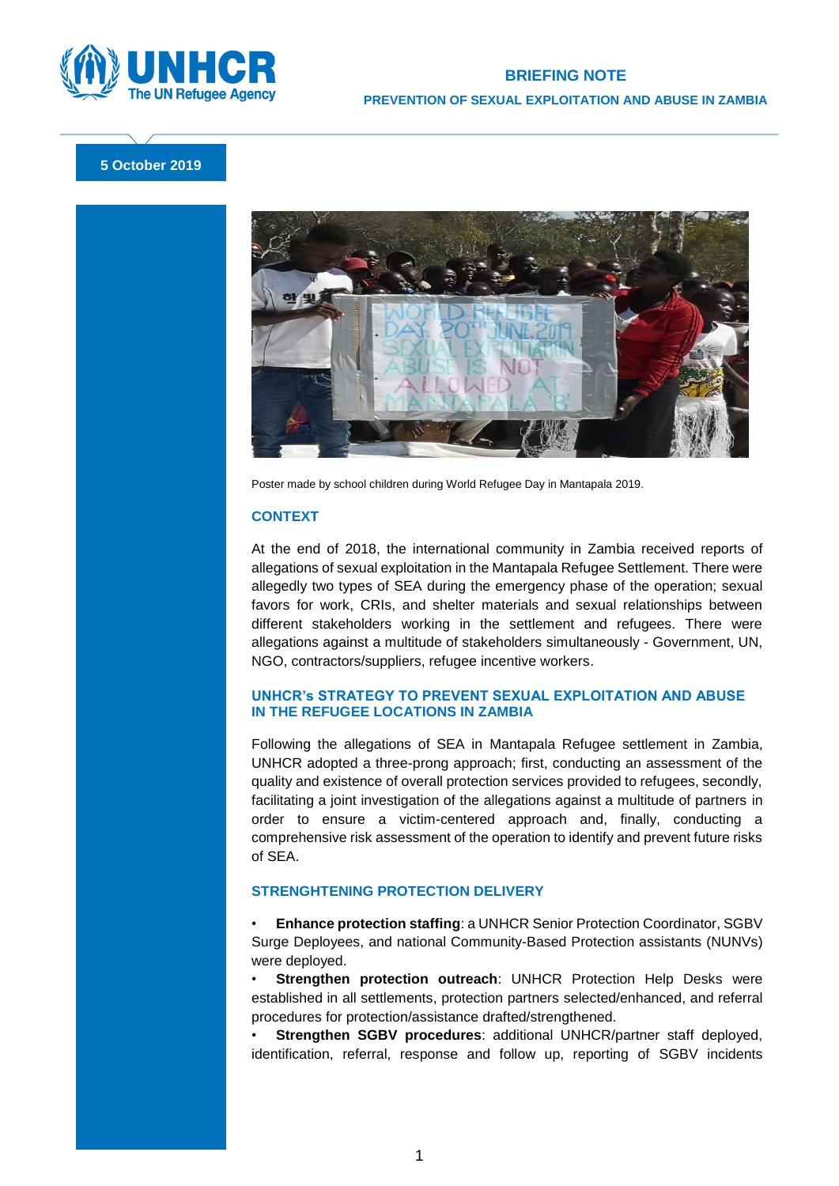# BRIEFING NOTE

## PREVENTION OF SEXUAL EXPLOITATION AND ABUSE IN ZAMBIA

**5 October 2019**

Poster made by school children during World Refugee Day in Mantapala 2019.

### CONTEXT

At the end of 2018, the international community in Zambia received reports of allegations of sexual exploitation in the Mantapala Refugee Settlement. There were allegedly two types of SEA during the emergency phase of the operation; sexual favors for work, CRIs, and shelter materials and sexual relationships between different stakeholders working in the settlement and refugees. There were allegations against a multitude of stakeholders simultaneously - Government, UN, NGO, contractors/suppliers, refugee incentive workers.

### UNHCR's STRATEGY TO PREVENT SEXUAL EXPLOITATION AND ABUSE IN THE REFUGEE LOCATIONS IN ZAMBIA

Following the allegations of SEA in Mantapala Refugee settlement in Zambia, UNHCR adopted a three-prong approach; first, conducting an assessment of the quality and existence of overall protection services provided to refugees, secondly, facilitating a joint investigation of the allegations against a multitude of partners in order to ensure a victim-centered approach and, finally, conducting a comprehensive risk assessment of the operation to identify and prevent future risks of SEA.

### STRENGHTENING PROTECTION DELIVERY

- **Enhance protection staffing**: a UNHCR Senior Protection Coordinator, SGBV Surge Deployees, and national Community-Based Protection assistants (NUNVs) were deployed.
- **Strengthen protection outreach**: UNHCR Protection Help Desks were established in all settlements, protection partners selected/enhanced, and referral procedures for protection/assistance drafted/strengthened.
- **Strengthen SGBV procedures**: additional UNHCR/partner staff deployed, identification, referral, response and follow up, reporting of SGBV incidents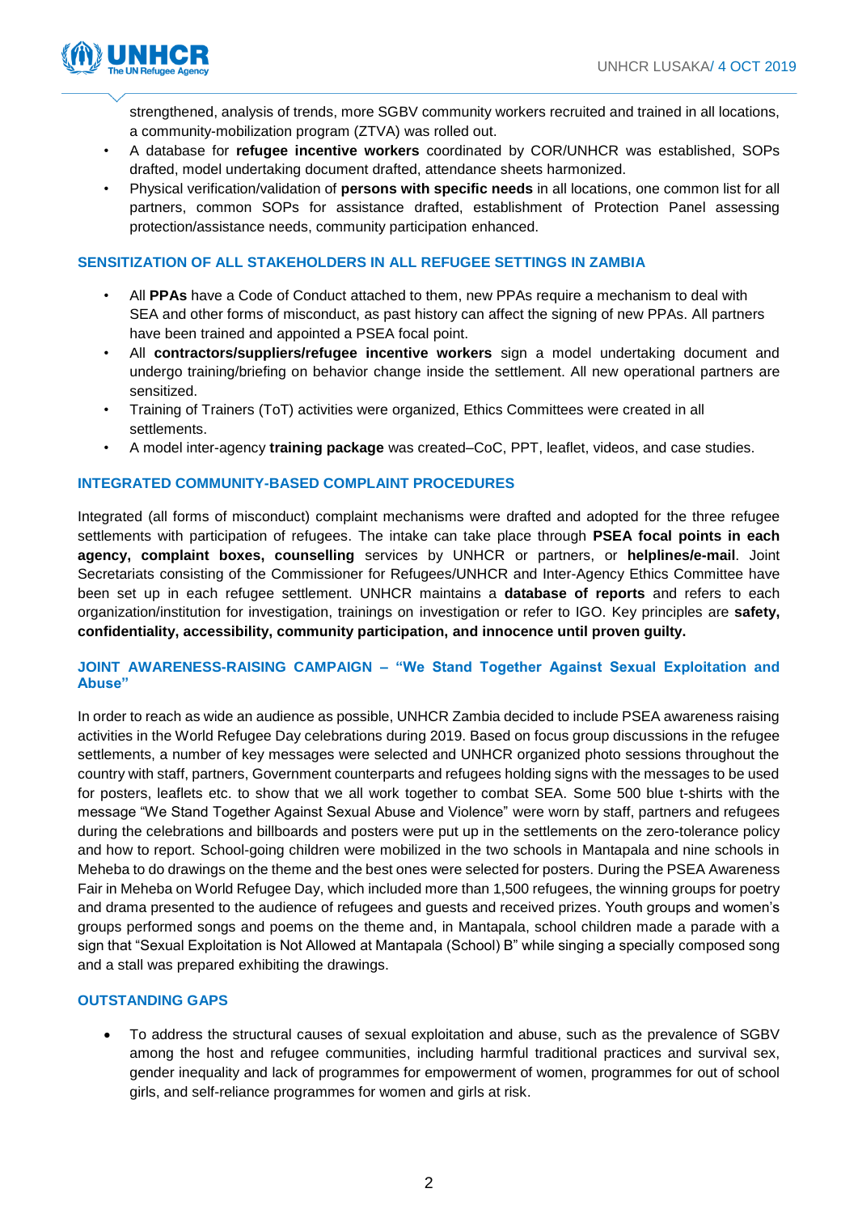strengthened, analysis of trends, more SGBV community workers recruited and trained in all locations, a community-mobilization program (ZTVA) was rolled out.

- A database for **refugee incentive workers** coordinated by COR/UNHCR was established, SOPs drafted, model undertaking document drafted, attendance sheets harmonized.
- Physical verification/validation of **persons with specific needs** in all locations, one common list for all partners, common SOPs for assistance drafted, establishment of Protection Panel assessing protection/assistance needs, community participation enhanced.

## SENSITIZATION OF ALL STAKEHOLDERS IN ALL REFUGEE SETTINGS IN ZAMBIA

- All **PPAs** have a Code of Conduct attached to them, new PPAs require a mechanism to deal with SEA and other forms of misconduct, as past history can affect the signing of new PPAs. All partners have been trained and appointed a PSEA focal point.
- All **contractors/suppliers/refugee incentive workers** sign a model undertaking document and undergo training/briefing on behavior change inside the settlement. All new operational partners are sensitized.
- Training of Trainers (ToT) activities were organized, Ethics Committees were created in all settlements.
- A model inter-agency **training package** was created–CoC, PPT, leaflet, videos, and case studies.

## INTEGRATED COMMUNITY-BASED COMPLAINT PROCEDURES

Integrated (all forms of misconduct) complaint mechanisms were drafted and adopted for the three refugee settlements with participation of refugees. The intake can take place through **PSEA focal points in each agency, complaint boxes, counselling** services by UNHCR or partners, or **helplines/e-mail**. Joint Secretariats consisting of the Commissioner for Refugees/UNHCR and Inter-Agency Ethics Committee have been set up in each refugee settlement. UNHCR maintains a **database of reports** and refers to each organization/institution for investigation, trainings on investigation or refer to IGO. Key principles are **safety, confidentiality, accessibility, community participation, and innocence until proven guilty.**

## JOINT AWARENESS-RAISING CAMPAIGN – "We Stand Together Against Sexual Exploitation and Abuse"

In order to reach as wide an audience as possible, UNHCR Zambia decided to include PSEA awareness raising activities in the World Refugee Day celebrations during 2019. Based on focus group discussions in the refugee settlements, a number of key messages were selected and UNHCR organized photo sessions throughout the country with staff, partners, Government counterparts and refugees holding signs with the messages to be used for posters, leaflets etc. to show that we all work together to combat SEA. Some 500 blue t-shirts with the message "We Stand Together Against Sexual Abuse and Violence" were worn by staff, partners and refugees during the celebrations and billboards and posters were put up in the settlements on the zero-tolerance policy and how to report. School-going children were mobilized in the two schools in Mantapala and nine schools in Meheba to do drawings on the theme and the best ones were selected for posters. During the PSEA Awareness Fair in Meheba on World Refugee Day, which included more than 1,500 refugees, the winning groups for poetry and drama presented to the audience of refugees and guests and received prizes. Youth groups and women's groups performed songs and poems on the theme and, in Mantapala, school children made a parade with a sign that "Sexual Exploitation is Not Allowed at Mantapala (School) B" while singing a specially composed song and a stall was prepared exhibiting the drawings.

## OUTSTANDING GAPS

- To address the structural causes of sexual exploitation and abuse, such as the prevalence of SGBV among the host and refugee communities, including harmful traditional practices and survival sex, gender inequality and lack of programmes for empowerment of women, programmes for out of school girls, and self-reliance programmes for women and girls at risk.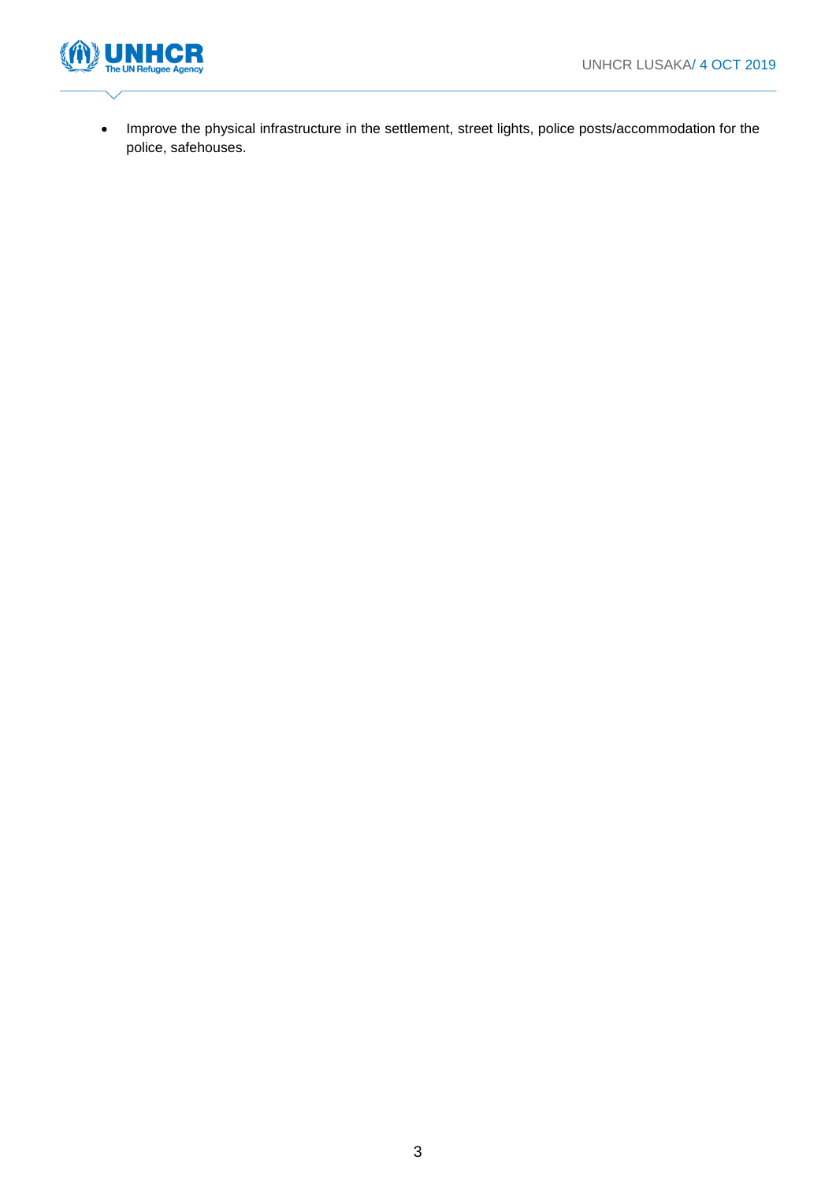- Improve the physical infrastructure in the settlement, street lights, police posts/accommodation for the police, safehouses.